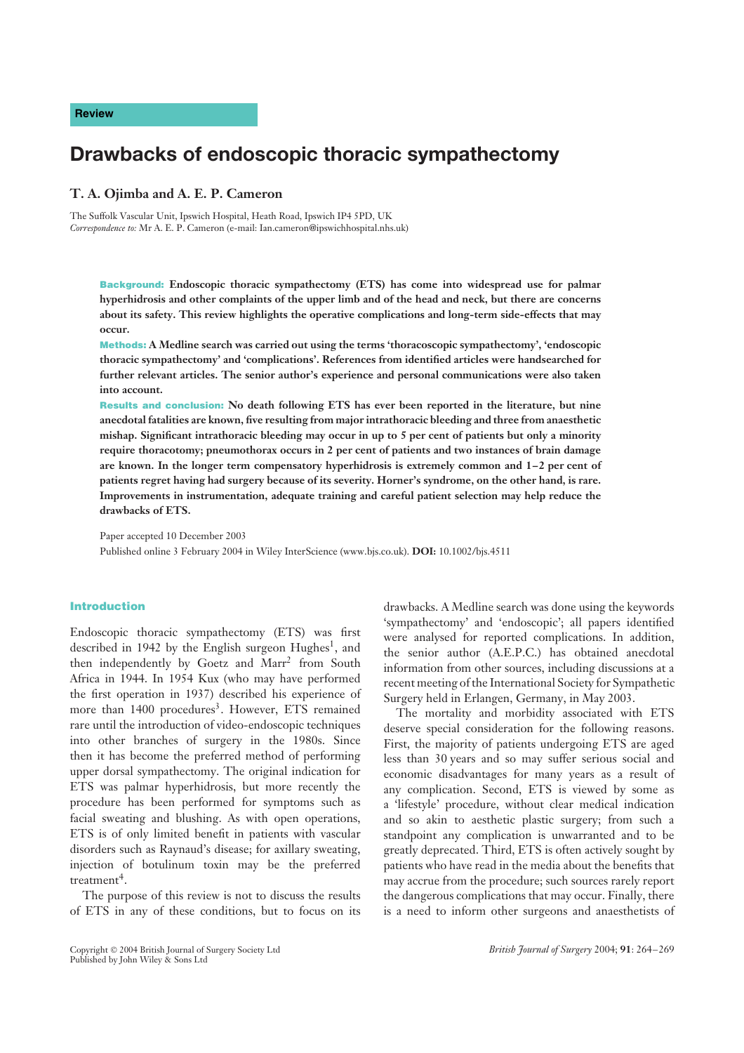Review

# Drawbacks of endoscopic thoracic sympathectomy

**T. A. Ojimba and A. E. P. Cameron**

The Suffolk Vascular Unit, Ipswich Hospital, Heath Road, Ipswich IP4 5PD, UK
*Correspondence to:* Mr A. E. P. Cameron (e-mail: Ian.cameron@ipswichhospital.nhs.uk)

**Background:** **Endoscopic thoracic sympathectomy (ETS) has come into widespread use for palmar hyperhidrosis and other complaints of the upper limb and of the head and neck, but there are concerns about its safety. This review highlights the operative complications and long-term side-effects that may occur.**

**Methods:** **A Medline search was carried out using the terms 'thoracoscopic sympathectomy', 'endoscopic thoracic sympathectomy' and 'complications'. References from identified articles were handsearched for further relevant articles. The senior author's experience and personal communications were also taken into account.**

**Results and conclusion:** **No death following ETS has ever been reported in the literature, but nine anecdotal fatalities are known, five resulting from major intrathoracic bleeding and three from anaesthetic mishap. Significant intrathoracic bleeding may occur in up to 5 per cent of patients but only a minority require thoracotomy; pneumothorax occurs in 2 per cent of patients and two instances of brain damage are known. In the longer term compensatory hyperhidrosis is extremely common and 1–2 per cent of patients regret having had surgery because of its severity. Horner's syndrome, on the other hand, is rare. Improvements in instrumentation, adequate training and careful patient selection may help reduce the drawbacks of ETS.**

Paper accepted 10 December 2003
Published online 3 February 2004 in Wiley InterScience (www.bjs.co.uk). **DOI:** 10.1002/bjs.4511

## Introduction

Endoscopic thoracic sympathectomy (ETS) was first described in 1942 by the English surgeon Hughes[1], and then independently by Goetz and Marr[2] from South Africa in 1944. In 1954 Kux (who may have performed the first operation in 1937) described his experience of more than 1400 procedures[3]. However, ETS remained rare until the introduction of video-endoscopic techniques into other branches of surgery in the 1980s. Since then it has become the preferred method of performing upper dorsal sympathectomy. The original indication for ETS was palmar hyperhidrosis, but more recently the procedure has been performed for symptoms such as facial sweating and blushing. As with open operations, ETS is of only limited benefit in patients with vascular disorders such as Raynaud's disease; for axillary sweating, injection of botulinum toxin may be the preferred treatment[4].

The purpose of this review is not to discuss the results of ETS in any of these conditions, but to focus on its drawbacks. A Medline search was done using the keywords 'sympathectomy' and 'endoscopic'; all papers identified were analysed for reported complications. In addition, the senior author (A.E.P.C.) has obtained anecdotal information from other sources, including discussions at a recent meeting of the International Society for Sympathetic Surgery held in Erlangen, Germany, in May 2003.

The mortality and morbidity associated with ETS deserve special consideration for the following reasons. First, the majority of patients undergoing ETS are aged less than 30 years and so may suffer serious social and economic disadvantages for many years as a result of any complication. Second, ETS is viewed by some as a 'lifestyle' procedure, without clear medical indication and so akin to aesthetic plastic surgery; from such a standpoint any complication is unwarranted and to be greatly deprecated. Third, ETS is often actively sought by patients who have read in the media about the benefits that may accrue from the procedure; such sources rarely report the dangerous complications that may occur. Finally, there is a need to inform other surgeons and anaesthetists of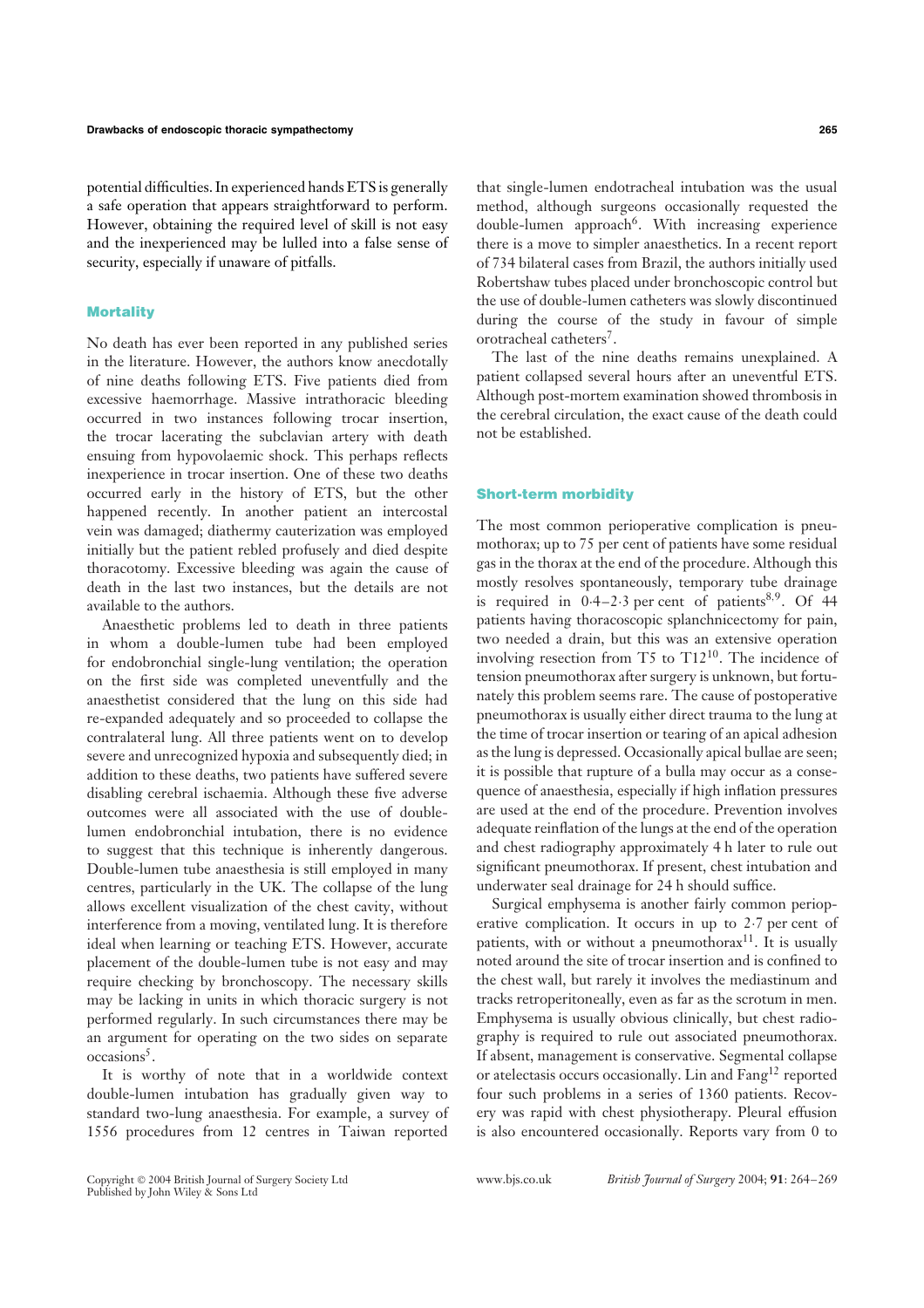potential difficulties. In experienced hands ETS is generally a safe operation that appears straightforward to perform. However, obtaining the required level of skill is not easy and the inexperienced may be lulled into a false sense of security, especially if unaware of pitfalls.

## Mortality

No death has ever been reported in any published series in the literature. However, the authors know anecdotally of nine deaths following ETS. Five patients died from excessive haemorrhage. Massive intrathoracic bleeding occurred in two instances following trocar insertion, the trocar lacerating the subclavian artery with death ensuing from hypovolaemic shock. This perhaps reflects inexperience in trocar insertion. One of these two deaths occurred early in the history of ETS, but the other happened recently. In another patient an intercostal vein was damaged; diathermy cauterization was employed initially but the patient rebled profusely and died despite thoracotomy. Excessive bleeding was again the cause of death in the last two instances, but the details are not available to the authors.

Anaesthetic problems led to death in three patients in whom a double-lumen tube had been employed for endobronchial single-lung ventilation; the operation on the first side was completed uneventfully and the anaesthetist considered that the lung on this side had re-expanded adequately and so proceeded to collapse the contralateral lung. All three patients went on to develop severe and unrecognized hypoxia and subsequently died; in addition to these deaths, two patients have suffered severe disabling cerebral ischaemia. Although these five adverse outcomes were all associated with the use of double-lumen endobronchial intubation, there is no evidence to suggest that this technique is inherently dangerous. Double-lumen tube anaesthesia is still employed in many centres, particularly in the UK. The collapse of the lung allows excellent visualization of the chest cavity, without interference from a moving, ventilated lung. It is therefore ideal when learning or teaching ETS. However, accurate placement of the double-lumen tube is not easy and may require checking by bronchoscopy. The necessary skills may be lacking in units in which thoracic surgery is not performed regularly. In such circumstances there may be an argument for operating on the two sides on separate occasions[5].

It is worthy of note that in a worldwide context double-lumen intubation has gradually given way to standard two-lung anaesthesia. For example, a survey of 1556 procedures from 12 centres in Taiwan reported that single-lumen endotracheal intubation was the usual method, although surgeons occasionally requested the double-lumen approach[6]. With increasing experience there is a move to simpler anaesthetics. In a recent report of 734 bilateral cases from Brazil, the authors initially used Robertshaw tubes placed under bronchoscopic control but the use of double-lumen catheters was slowly discontinued during the course of the study in favour of simple orotracheal catheters[7].

The last of the nine deaths remains unexplained. A patient collapsed several hours after an uneventful ETS. Although post-mortem examination showed thrombosis in the cerebral circulation, the exact cause of the death could not be established.

## Short-term morbidity

The most common perioperative complication is pneumothorax; up to 75 per cent of patients have some residual gas in the thorax at the end of the procedure. Although this mostly resolves spontaneously, temporary tube drainage is required in 0·4–2·3 per cent of patients[8,9]. Of 44 patients having thoracoscopic splanchnicectomy for pain, two needed a drain, but this was an extensive operation involving resection from T5 to T12[10]. The incidence of tension pneumothorax after surgery is unknown, but fortunately this problem seems rare. The cause of postoperative pneumothorax is usually either direct trauma to the lung at the time of trocar insertion or tearing of an apical adhesion as the lung is depressed. Occasionally apical bullae are seen; it is possible that rupture of a bulla may occur as a consequence of anaesthesia, especially if high inflation pressures are used at the end of the procedure. Prevention involves adequate reinflation of the lungs at the end of the operation and chest radiography approximately 4 h later to rule out significant pneumothorax. If present, chest intubation and underwater seal drainage for 24 h should suffice.

Surgical emphysema is another fairly common perioperative complication. It occurs in up to 2·7 per cent of patients, with or without a pneumothorax[11]. It is usually noted around the site of trocar insertion and is confined to the chest wall, but rarely it involves the mediastinum and tracks retroperitoneally, even as far as the scrotum in men. Emphysema is usually obvious clinically, but chest radiography is required to rule out associated pneumothorax. If absent, management is conservative. Segmental collapse or atelectasis occurs occasionally. Lin and Fang[12] reported four such problems in a series of 1360 patients. Recovery was rapid with chest physiotherapy. Pleural effusion is also encountered occasionally. Reports vary from 0 to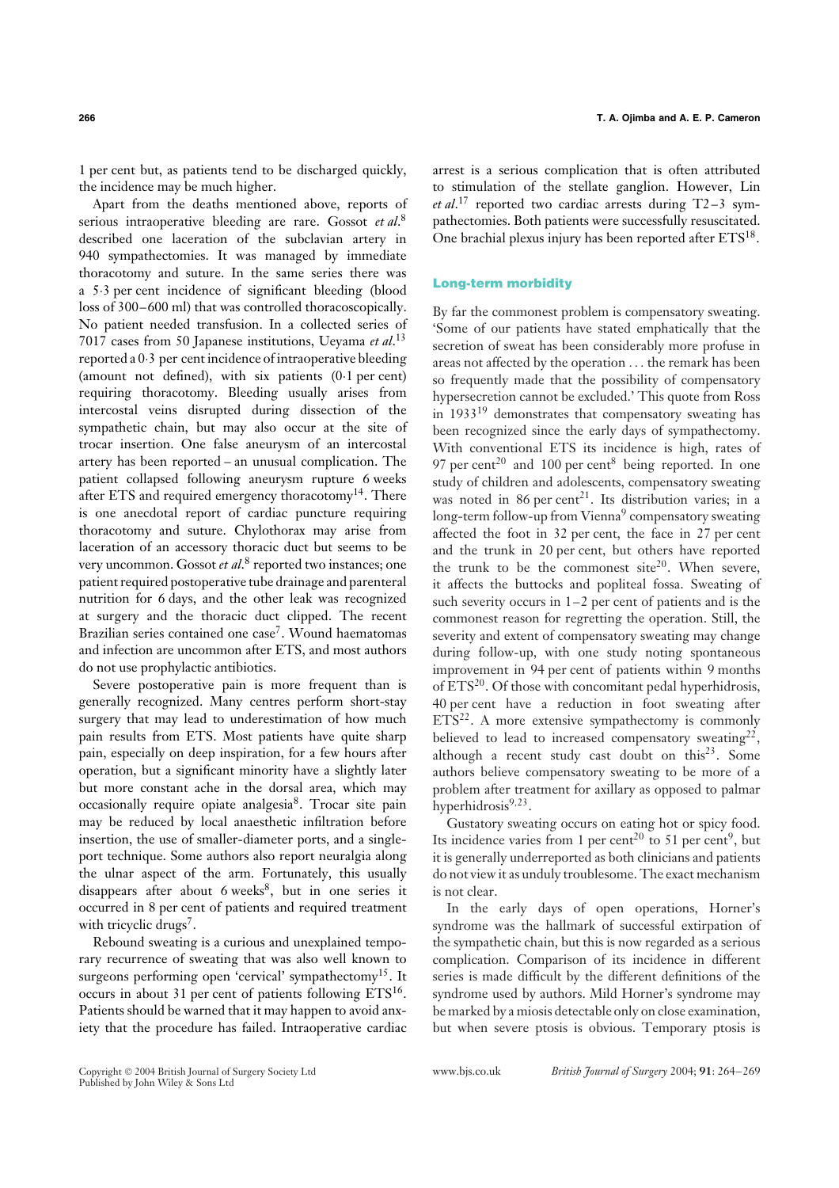1 per cent but, as patients tend to be discharged quickly, the incidence may be much higher.

Apart from the deaths mentioned above, reports of serious intraoperative bleeding are rare. Gossot *et al.*[8] described one laceration of the subclavian artery in 940 sympathectomies. It was managed by immediate thoracotomy and suture. In the same series there was a 5·3 per cent incidence of significant bleeding (blood loss of 300–600 ml) that was controlled thoracoscopically. No patient needed transfusion. In a collected series of 7017 cases from 50 Japanese institutions, Ueyama *et al.*[13] reported a 0·3 per cent incidence of intraoperative bleeding (amount not defined), with six patients (0·1 per cent) requiring thoracotomy. Bleeding usually arises from intercostal veins disrupted during dissection of the sympathetic chain, but may also occur at the site of trocar insertion. One false aneurysm of an intercostal artery has been reported – an unusual complication. The patient collapsed following aneurysm rupture 6 weeks after ETS and required emergency thoracotomy[14]. There is one anecdotal report of cardiac puncture requiring thoracotomy and suture. Chylothorax may arise from laceration of an accessory thoracic duct but seems to be very uncommon. Gossot *et al.*[8] reported two instances; one patient required postoperative tube drainage and parenteral nutrition for 6 days, and the other leak was recognized at surgery and the thoracic duct clipped. The recent Brazilian series contained one case[7]. Wound haematomas and infection are uncommon after ETS, and most authors do not use prophylactic antibiotics.

Severe postoperative pain is more frequent than is generally recognized. Many centres perform short-stay surgery that may lead to underestimation of how much pain results from ETS. Most patients have quite sharp pain, especially on deep inspiration, for a few hours after operation, but a significant minority have a slightly later but more constant ache in the dorsal area, which may occasionally require opiate analgesia[8]. Trocar site pain may be reduced by local anaesthetic infiltration before insertion, the use of smaller-diameter ports, and a single-port technique. Some authors also report neuralgia along the ulnar aspect of the arm. Fortunately, this usually disappears after about 6 weeks[8], but in one series it occurred in 8 per cent of patients and required treatment with tricyclic drugs[7].

Rebound sweating is a curious and unexplained temporary recurrence of sweating that was also well known to surgeons performing open 'cervical' sympathectomy[15]. It occurs in about 31 per cent of patients following ETS[16]. Patients should be warned that it may happen to avoid anxiety that the procedure has failed. Intraoperative cardiac arrest is a serious complication that is often attributed to stimulation of the stellate ganglion. However, Lin *et al.*[17] reported two cardiac arrests during T2–3 sympathectomies. Both patients were successfully resuscitated. One brachial plexus injury has been reported after ETS[18].

## Long-term morbidity

By far the commonest problem is compensatory sweating. 'Some of our patients have stated emphatically that the secretion of sweat has been considerably more profuse in areas not affected by the operation ... the remark has been so frequently made that the possibility of compensatory hypersecretion cannot be excluded.' This quote from Ross in 1933[19] demonstrates that compensatory sweating has been recognized since the early days of sympathectomy. With conventional ETS its incidence is high, rates of 97 per cent[20] and 100 per cent[8] being reported. In one study of children and adolescents, compensatory sweating was noted in 86 per cent[21]. Its distribution varies; in a long-term follow-up from Vienna[9] compensatory sweating affected the foot in 32 per cent, the face in 27 per cent and the trunk in 20 per cent, but others have reported the trunk to be the commonest site[20]. When severe, it affects the buttocks and popliteal fossa. Sweating of such severity occurs in 1–2 per cent of patients and is the commonest reason for regretting the operation. Still, the severity and extent of compensatory sweating may change during follow-up, with one study noting spontaneous improvement in 94 per cent of patients within 9 months of ETS[20]. Of those with concomitant pedal hyperhidrosis, 40 per cent have a reduction in foot sweating after ETS[22]. A more extensive sympathectomy is commonly believed to lead to increased compensatory sweating[22], although a recent study cast doubt on this[23]. Some authors believe compensatory sweating to be more of a problem after treatment for axillary as opposed to palmar hyperhidrosis[9,23].

Gustatory sweating occurs on eating hot or spicy food. Its incidence varies from 1 per cent[20] to 51 per cent[9], but it is generally underreported as both clinicians and patients do not view it as unduly troublesome. The exact mechanism is not clear.

In the early days of open operations, Horner's syndrome was the hallmark of successful extirpation of the sympathetic chain, but this is now regarded as a serious complication. Comparison of its incidence in different series is made difficult by the different definitions of the syndrome used by authors. Mild Horner's syndrome may be marked by a miosis detectable only on close examination, but when severe ptosis is obvious. Temporary ptosis is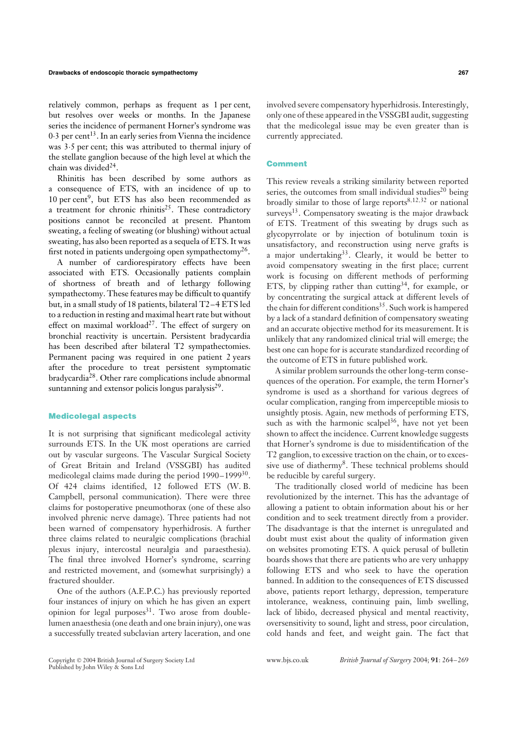relatively common, perhaps as frequent as 1 per cent, but resolves over weeks or months. In the Japanese series the incidence of permanent Horner's syndrome was 0·3 per cent[13]. In an early series from Vienna the incidence was 3·5 per cent; this was attributed to thermal injury of the stellate ganglion because of the high level at which the chain was divided[24].

Rhinitis has been described by some authors as a consequence of ETS, with an incidence of up to 10 per cent[9], but ETS has also been recommended as a treatment for chronic rhinitis[25]. These contradictory positions cannot be reconciled at present. Phantom sweating, a feeling of sweating (or blushing) without actual sweating, has also been reported as a sequela of ETS. It was first noted in patients undergoing open sympathectomy[26].

A number of cardiorespiratory effects have been associated with ETS. Occasionally patients complain of shortness of breath and of lethargy following sympathectomy. These features may be difficult to quantify but, in a small study of 18 patients, bilateral T2–4 ETS led to a reduction in resting and maximal heart rate but without effect on maximal workload[27]. The effect of surgery on bronchial reactivity is uncertain. Persistent bradycardia has been described after bilateral T2 sympathectomies. Permanent pacing was required in one patient 2 years after the procedure to treat persistent symptomatic bradycardia[28]. Other rare complications include abnormal suntanning and extensor policis longus paralysis[29].

## Medicolegal aspects

It is not surprising that significant medicolegal activity surrounds ETS. In the UK most operations are carried out by vascular surgeons. The Vascular Surgical Society of Great Britain and Ireland (VSSGBI) has audited medicolegal claims made during the period 1990–1999[30]. Of 424 claims identified, 12 followed ETS (W. B. Campbell, personal communication). There were three claims for postoperative pneumothorax (one of these also involved phrenic nerve damage). Three patients had not been warned of compensatory hyperhidrosis. A further three claims related to neuralgic complications (brachial plexus injury, intercostal neuralgia and paraesthesia). The final three involved Horner's syndrome, scarring and restricted movement, and (somewhat surprisingly) a fractured shoulder.

One of the authors (A.E.P.C.) has previously reported four instances of injury on which he has given an expert opinion for legal purposes[31]. Two arose from double-lumen anaesthesia (one death and one brain injury), one was a successfully treated subclavian artery laceration, and one involved severe compensatory hyperhidrosis. Interestingly, only one of these appeared in the VSSGBI audit, suggesting that the medicolegal issue may be even greater than is currently appreciated.

## Comment

This review reveals a striking similarity between reported series, the outcomes from small individual studies[20] being broadly similar to those of large reports[8,12,32] or national surveys[13]. Compensatory sweating is the major drawback of ETS. Treatment of this sweating by drugs such as glycopyrrolate or by injection of botulinum toxin is unsatisfactory, and reconstruction using nerve grafts is a major undertaking[33]. Clearly, it would be better to avoid compensatory sweating in the first place; current work is focusing on different methods of performing ETS, by clipping rather than cutting[34], for example, or by concentrating the surgical attack at different levels of the chain for different conditions[35]. Such work is hampered by a lack of a standard definition of compensatory sweating and an accurate objective method for its measurement. It is unlikely that any randomized clinical trial will emerge; the best one can hope for is accurate standardized recording of the outcome of ETS in future published work.

A similar problem surrounds the other long-term consequences of the operation. For example, the term Horner's syndrome is used as a shorthand for various degrees of ocular complication, ranging from imperceptible miosis to unsightly ptosis. Again, new methods of performing ETS, such as with the harmonic scalpel[36], have not yet been shown to affect the incidence. Current knowledge suggests that Horner's syndrome is due to misidentification of the T2 ganglion, to excessive traction on the chain, or to excessive use of diathermy[8]. These technical problems should be reducible by careful surgery.

The traditionally closed world of medicine has been revolutionized by the internet. This has the advantage of allowing a patient to obtain information about his or her condition and to seek treatment directly from a provider. The disadvantage is that the internet is unregulated and doubt must exist about the quality of information given on websites promoting ETS. A quick perusal of bulletin boards shows that there are patients who are very unhappy following ETS and who seek to have the operation banned. In addition to the consequences of ETS discussed above, patients report lethargy, depression, temperature intolerance, weakness, continuing pain, limb swelling, lack of libido, decreased physical and mental reactivity, oversensitivity to sound, light and stress, poor circulation, cold hands and feet, and weight gain. The fact that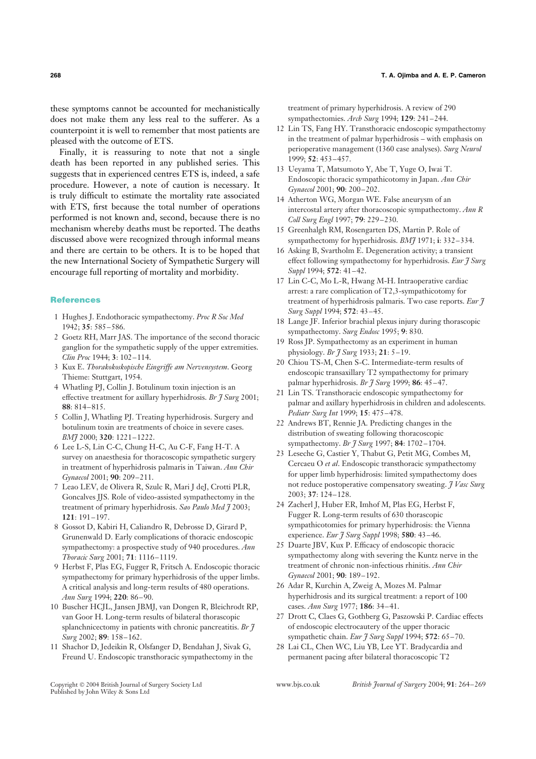these symptoms cannot be accounted for mechanistically does not make them any less real to the sufferer. As a counterpoint it is well to remember that most patients are pleased with the outcome of ETS.

Finally, it is reassuring to note that not a single death has been reported in any published series. This suggests that in experienced centres ETS is, indeed, a safe procedure. However, a note of caution is necessary. It is truly difficult to estimate the mortality rate associated with ETS, first because the total number of operations performed is not known and, second, because there is no mechanism whereby deaths must be reported. The deaths discussed above were recognized through informal means and there are certain to be others. It is to be hoped that the new International Society of Sympathetic Surgery will encourage full reporting of mortality and morbidity.

## References

1. Hughes J. Endothoracic sympathectomy. *Proc R Soc Med* 1942; **35**: 585–586.
2. Goetz RH, Marr JAS. The importance of the second thoracic ganglion for the sympathetic supply of the upper extremities. *Clin Proc* 1944; **3**: 102–114.
3. Kux E. *Thorakokoskopische Eingriffe am Nervensystem*. Georg Thieme: Stuttgart, 1954.
4. Whatling PJ, Collin J. Botulinum toxin injection is an effective treatment for axillary hyperhidrosis. *Br J Surg* 2001; **88**: 814–815.
5. Collin J, Whatling PJ. Treating hyperhidrosis. Surgery and botulinum toxin are treatments of choice in severe cases. *BMJ* 2000; **320**: 1221–1222.
6. Lee L-S, Lin C-C, Chung H-C, Au C-F, Fang H-T. A survey on anaesthesia for thoracoscopic sympathetic surgery in treatment of hyperhidrosis palmaris in Taiwan. *Ann Chir Gynaecol* 2001; **90**: 209–211.
7. Leao LEV, de Olivera R, Szulc R, Mari J deJ, Crotti PLR, Goncalves JJS. Role of video-assisted sympathectomy in the treatment of primary hyperhidrosis. *Sao Paulo Med J* 2003; **121**: 191–197.
8. Gossot D, Kabiri H, Caliandro R, Debrosse D, Girard P, Grunenwald D. Early complications of thoracic endoscopic sympathectomy: a prospective study of 940 procedures. *Ann Thorac Surg* 2001; **71**: 1116–1119.
9. Herbst F, Plas EG, Fugger R, Fritsch A. Endoscopic thoracic sympathectomy for primary hyperhidrosis of the upper limbs. A critical analysis and long-term results of 480 operations. *Ann Surg* 1994; **220**: 86–90.
10. Buscher HCJL, Jansen JBMJ, van Dongen R, Bleichrodt RP, van Goor H. Long-term results of bilateral thorascopic splanchnicectomy in patients with chronic pancreatitis. *Br J Surg* 2002; **89**: 158–162.
11. Shachor D, Jedeikin R, Olsfanger D, Bendahan J, Sivak G, Freund U. Endoscopic transthoracic sympathectomy in the treatment of primary hyperhidrosis. A review of 290 sympathectomies. *Arch Surg* 1994; **129**: 241–244.
12. Lin TS, Fang HY. Transthoracic endoscopic sympathectomy in the treatment of palmar hyperhidrosis – with emphasis on perioperative management (1360 case analyses). *Surg Neurol* 1999; **52**: 453–457.
13. Ueyama T, Matsumoto Y, Abe T, Yuge O, Iwai T. Endoscopic thoracic sympathicotomy in Japan. *Ann Chir Gynaecol* 2001; **90**: 200–202.
14. Atherton WG, Morgan WE. False aneurysm of an intercostal artery after thoracoscopic sympathectomy. *Ann R Coll Surg Engl* 1997; **79**: 229–230.
15. Greenhalgh RM, Rosengarten DS, Martin P. Role of sympathectomy for hyperhidrosis. *BMJ* 1971; **i**: 332–334.
16. Asking B, Svartholm E. Degeneration activity; a transient effect following sympathectomy for hyperhidrosis. *Eur J Surg Suppl* 1994; **572**: 41–42.
17. Lin C-C, Mo L-R, Hwang M-H. Intraoperative cardiac arrest: a rare complication of T2,3-sympathicotomy for treatment of hyperhidrosis palmaris. Two case reports. *Eur J Surg Suppl* 1994; **572**: 43–45.
18. Lange JF. Inferior brachial plexus injury during thorascopic sympathectomy. *Surg Endosc* 1995; **9**: 830.
19. Ross JP. Sympathectomy as an experiment in human physiology. *Br J Surg* 1933; **21**: 5–19.
20. Chiou TS-M, Chen S-C. Intermediate-term results of endoscopic transaxillary T2 sympathectomy for primary palmar hyperhidrosis. *Br J Surg* 1999; **86**: 45–47.
21. Lin TS. Transthoracic endoscopic sympathectomy for palmar and axillary hyperhidrosis in children and adolescents. *Pediatr Surg Int* 1999; **15**: 475–478.
22. Andrews BT, Rennie JA. Predicting changes in the distribution of sweating following thoracoscopic sympathectomy. *Br J Surg* 1997; **84**: 1702–1704.
23. Leseche G, Castier Y, Thabut G, Petit MG, Combes M, Cercaeu O *et al*. Endoscopic transthoracic sympathectomy for upper limb hyperhidrosis: limited sympathectomy does not reduce postoperative compensatory sweating. *J Vasc Surg* 2003; **37**: 124–128.
24. Zacherl J, Huber ER, Imhof M, Plas EG, Herbst F, Fugger R. Long-term results of 630 thoracoscopic sympathicotomies for primary hyperhidrosis: the Vienna experience. *Eur J Surg Suppl* 1998; **580**: 43–46.
25. Duarte JBV, Kux P. Efficacy of endoscopic thoracic sympathectomy along with severing the Kuntz nerve in the treatment of chronic non-infectious rhinitis. *Ann Chir Gynaecol* 2001; **90**: 189–192.
26. Adar R, Kurchin A, Zweig A, Mozes M. Palmar hyperhidrosis and its surgical treatment: a report of 100 cases. *Ann Surg* 1977; **186**: 34–41.
27. Drott C, Claes G, Gothberg G, Paszowski P. Cardiac effects of endoscopic electrocautery of the upper thoracic sympathetic chain. *Eur J Surg Suppl* 1994; **572**: 65–70.
28. Lai CL, Chen WC, Liu YB, Lee YT. Bradycardia and permanent pacing after bilateral thoracoscopic T2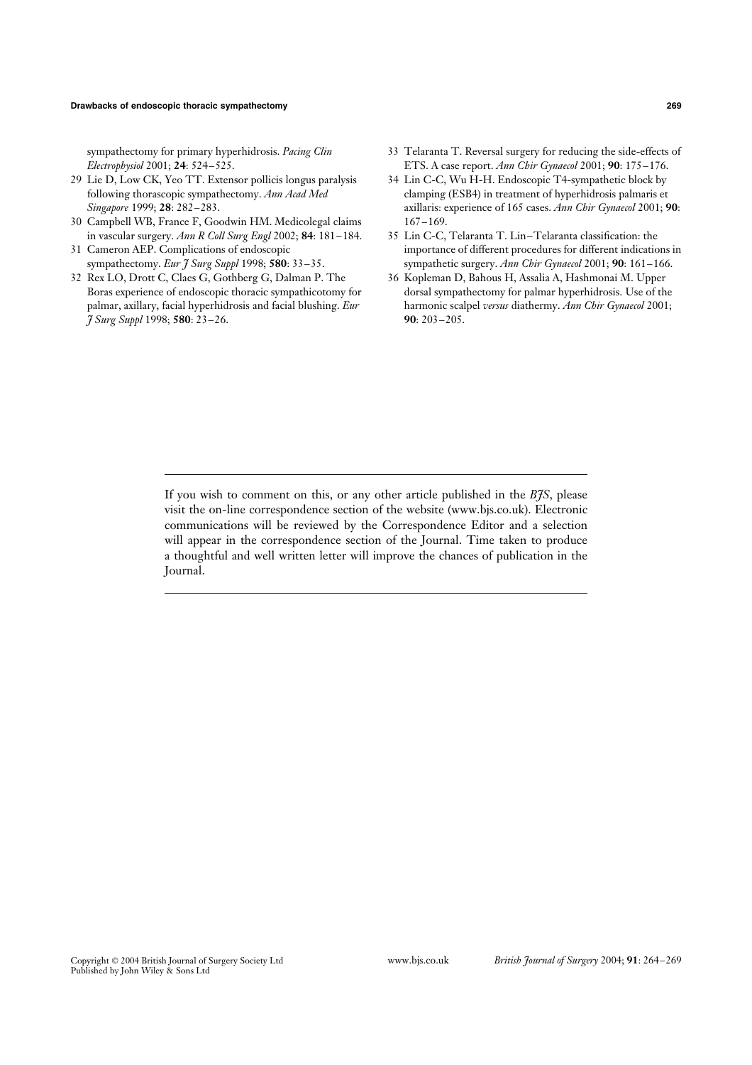sympathectomy for primary hyperhidrosis. *Pacing Clin Electrophysiol* 2001; **24**: 524–525.

29 Lie D, Low CK, Yeo TT. Extensor pollicis longus paralysis following thoracoscopic sympathectomy. *Ann Acad Med Singapore* 1999; **28**: 282–283.

30 Campbell WB, France F, Goodwin HM. Medicolegal claims in vascular surgery. *Ann R Coll Surg Engl* 2002; **84**: 181–184.

31 Cameron AEP. Complications of endoscopic sympathectomy. *Eur J Surg Suppl* 1998; **580**: 33–35.

32 Rex LO, Drott C, Claes G, Gothberg G, Dalman P. The Boras experience of endoscopic thoracic sympathicotomy for palmar, axillary, facial hyperhidrosis and facial blushing. *Eur J Surg Suppl* 1998; **580**: 23–26.

33 Telaranta T. Reversal surgery for reducing the side-effects of ETS. A case report. *Ann Chir Gynaecol* 2001; **90**: 175–176.

34 Lin C-C, Wu H-H. Endoscopic T4-sympathetic block by clamping (ESB4) in treatment of hyperhidrosis palmaris et axillaris: experience of 165 cases. *Ann Chir Gynaecol* 2001; **90**: 167–169.

35 Lin C-C, Telaranta T. Lin–Telaranta classification: the importance of different procedures for different indications in sympathetic surgery. *Ann Chir Gynaecol* 2001; **90**: 161–166.

36 Kopleman D, Bahous H, Assalia A, Hashmonai M. Upper dorsal sympathectomy for palmar hyperhidrosis. Use of the harmonic scalpel *versus* diathermy. *Ann Chir Gynaecol* 2001; **90**: 203–205.

---

If you wish to comment on this, or any other article published in the *BJS*, please visit the on-line correspondence section of the website (www.bjs.co.uk). Electronic communications will be reviewed by the Correspondence Editor and a selection will appear in the correspondence section of the Journal. Time taken to produce a thoughtful and well written letter will improve the chances of publication in the Journal.

---

Copyright © 2004 British Journal of Surgery Society Ltd
Published by John Wiley & Sons Ltd